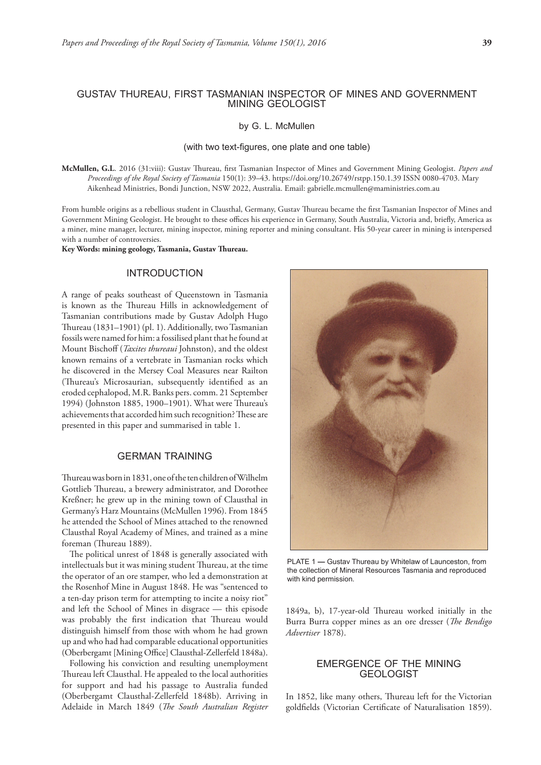# GUSTAV THUREAU, FIRST TASMANIAN INSPECTOR OF MINES AND GOVERNMENT MINING GEOLOGIST

by G. L. McMullen

(with two text-figures, one plate and one table)

**McMullen, G.L**. 2016 (31:viii): Gustav Thureau, first Tasmanian Inspector of Mines and Government Mining Geologist. *Papers and Proceedings of the Royal Society of Tasmania* 150(1): 39–43. https://doi.org/10.26749/rstpp.150.1.39 ISSN 0080-4703. Mary Aikenhead Ministries, Bondi Junction, NSW 2022, Australia. Email: gabrielle.mcmullen@maministries.com.au

From humble origins as a rebellious student in Clausthal, Germany, Gustav Thureau became the first Tasmanian Inspector of Mines and Government Mining Geologist. He brought to these offices his experience in Germany, South Australia, Victoria and, briefly, America as a miner, mine manager, lecturer, mining inspector, mining reporter and mining consultant. His 50-year career in mining is interspersed with a number of controversies.

**Key Words: mining geology, Tasmania, Gustav Thureau.**

## INTRODUCTION

A range of peaks southeast of Queenstown in Tasmania is known as the Thureau Hills in acknowledgement of Tasmanian contributions made by Gustav Adolph Hugo Thureau (1831–1901) (pl. 1). Additionally, two Tasmanian fossils were named for him: a fossilised plant that he found at Mount Bischoff (*Taxites thureaui* Johnston), and the oldest known remains of a vertebrate in Tasmanian rocks which he discovered in the Mersey Coal Measures near Railton (Thureau's Microsaurian, subsequently identified as an eroded cephalopod, M.R. Banks pers. comm. 21 September 1994) (Johnston 1885, 1900–1901). What were Thureau's achievements that accorded him such recognition? These are presented in this paper and summarised in table 1.

## GERMAN TRAINING

Thureau was born in 1831, one of the ten children of Wilhelm Gottlieb Thureau, a brewery administrator, and Dorothee Kreßner; he grew up in the mining town of Clausthal in Germany's Harz Mountains (McMullen 1996). From 1845 he attended the School of Mines attached to the renowned Clausthal Royal Academy of Mines, and trained as a mine foreman (Thureau 1889).

The political unrest of 1848 is generally associated with intellectuals but it was mining student Thureau, at the time the operator of an ore stamper, who led a demonstration at the Rosenhof Mine in August 1848. He was "sentenced to a ten-day prison term for attempting to incite a noisy riot" and left the School of Mines in disgrace — this episode was probably the first indication that Thureau would distinguish himself from those with whom he had grown up and who had had comparable educational opportunities (Oberbergamt [Mining Office] Clausthal-Zellerfeld 1848a).

Following his conviction and resulting unemployment Thureau left Clausthal. He appealed to the local authorities for support and had his passage to Australia funded (Oberbergamt Clausthal-Zellerfeld 1848b). Arriving in Adelaide in March 1849 (*The South Australian Register* 1849a, b), 17-year-old Thureau worked initially in the Burra Burra copper mines as an ore dresser (*The Bendigo Advertiser* 1878).

PLATE 1 — Gustav Thureau by Whitelaw of Launceston, from the collection of Mineral Resources Tasmania and reproduced with kind permission.

## EMERGENCE OF THE MINING GEOLOGIST

In 1852, like many others, Thureau left for the Victorian goldfields (Victorian Certificate of Naturalisation 1859).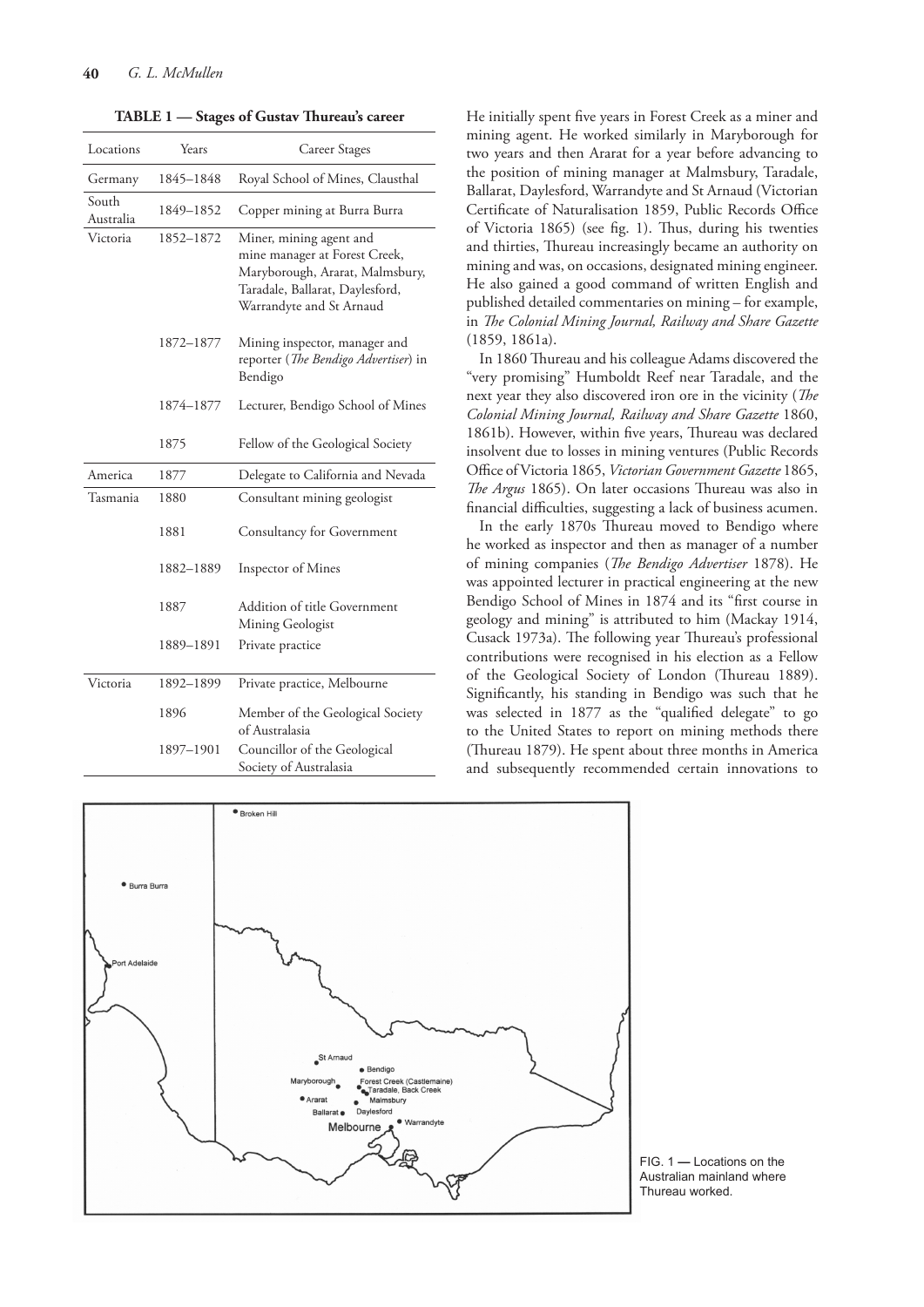**TABLE 1 — Stages of Gustav Thureau's career**

| Locations | Years | Career Stages |
|---|---|---|
| Germany | 1845–1848 | Royal School of Mines, Clausthal |
| South Australia | 1849–1852 | Copper mining at Burra Burra |
| Victoria | 1852–1872 | Miner, mining agent and mine manager at Forest Creek, Maryborough, Ararat, Malmsbury, Taradale, Ballarat, Daylesford, Warrandyte and St Arnaud |
| | 1872–1877 | Mining inspector, manager and reporter (*The Bendigo Advertiser*) in Bendigo |
| | 1874–1877 | Lecturer, Bendigo School of Mines |
| | 1875 | Fellow of the Geological Society |
| America | 1877 | Delegate to California and Nevada |
| Tasmania | 1880 | Consultant mining geologist |
| | 1881 | Consultancy for Government |
| | 1882–1889 | Inspector of Mines |
| | 1887 | Addition of title Government Mining Geologist |
| | 1889–1891 | Private practice |
| Victoria | 1892–1899 | Private practice, Melbourne |
| | 1896 | Member of the Geological Society of Australasia |
| | 1897–1901 | Councillor of the Geological Society of Australasia |

He initially spent five years in Forest Creek as a miner and mining agent. He worked similarly in Maryborough for two years and then Ararat for a year before advancing to the position of mining manager at Malmsbury, Taradale, Ballarat, Daylesford, Warrandyte and St Arnaud (Victorian Certificate of Naturalisation 1859, Public Records Office of Victoria 1865) (see fig. 1). Thus, during his twenties and thirties, Thureau increasingly became an authority on mining and was, on occasions, designated mining engineer. He also gained a good command of written English and published detailed commentaries on mining – for example, in *The Colonial Mining Journal, Railway and Share Gazette* (1859, 1861a).

In 1860 Thureau and his colleague Adams discovered the "very promising" Humboldt Reef near Taradale, and the next year they also discovered iron ore in the vicinity (*The Colonial Mining Journal, Railway and Share Gazette* 1860, 1861b). However, within five years, Thureau was declared insolvent due to losses in mining ventures (Public Records Office of Victoria 1865, *Victorian Government Gazette* 1865, *The Argus* 1865). On later occasions Thureau was also in financial difficulties, suggesting a lack of business acumen.

In the early 1870s Thureau moved to Bendigo where he worked as inspector and then as manager of a number of mining companies (*The Bendigo Advertiser* 1878). He was appointed lecturer in practical engineering at the new Bendigo School of Mines in 1874 and its "first course in geology and mining" is attributed to him (Mackay 1914, Cusack 1973a). The following year Thureau's professional contributions were recognised in his election as a Fellow of the Geological Society of London (Thureau 1889). Significantly, his standing in Bendigo was such that he was selected in 1877 as the "qualified delegate" to go to the United States to report on mining methods there (Thureau 1879). He spent about three months in America and subsequently recommended certain innovations to

FIG. 1 — Locations on the Australian mainland where Thureau worked.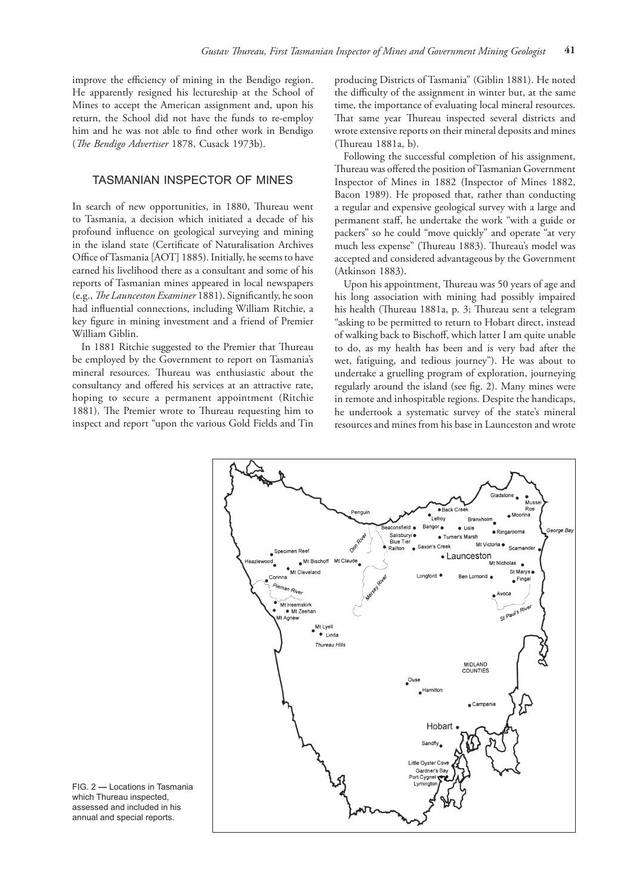improve the efficiency of mining in the Bendigo region. He apparently resigned his lectureship at the School of Mines to accept the American assignment and, upon his return, the School did not have the funds to re-employ him and he was not able to find other work in Bendigo (*The Bendigo Advertiser* 1878, Cusack 1973b).

## TASMANIAN INSPECTOR OF MINES

In search of new opportunities, in 1880, Thureau went to Tasmania, a decision which initiated a decade of his profound influence on geological surveying and mining in the island state (Certificate of Naturalisation Archives Office of Tasmania [AOT] 1885). Initially, he seems to have earned his livelihood there as a consultant and some of his reports of Tasmanian mines appeared in local newspapers (e.g., *The Launceston Examiner* 1881). Significantly, he soon had influential connections, including William Ritchie, a key figure in mining investment and a friend of Premier William Giblin.

In 1881 Ritchie suggested to the Premier that Thureau be employed by the Government to report on Tasmania's mineral resources. Thureau was enthusiastic about the consultancy and offered his services at an attractive rate, hoping to secure a permanent appointment (Ritchie 1881). The Premier wrote to Thureau requesting him to inspect and report "upon the various Gold Fields and Tin producing Districts of Tasmania" (Giblin 1881). He noted the difficulty of the assignment in winter but, at the same time, the importance of evaluating local mineral resources. That same year Thureau inspected several districts and wrote extensive reports on their mineral deposits and mines (Thureau 1881a, b).

Following the successful completion of his assignment, Thureau was offered the position of Tasmanian Government Inspector of Mines in 1882 (Inspector of Mines 1882, Bacon 1989). He proposed that, rather than conducting a regular and expensive geological survey with a large and permanent staff, he undertake the work "with a guide or packers" so he could "move quickly" and operate "at very much less expense" (Thureau 1883). Thureau's model was accepted and considered advantageous by the Government (Atkinson 1883).

Upon his appointment, Thureau was 50 years of age and his long association with mining had possibly impaired his health (Thureau 1881a, p. 3; Thureau sent a telegram "asking to be permitted to return to Hobart direct, instead of walking back to Bischoff, which latter I am quite unable to do, as my health has been and is very bad after the wet, fatiguing, and tedious journey"). He was about to undertake a gruelling program of exploration, journeying regularly around the island (see fig. 2). Many mines were in remote and inhospitable regions. Despite the handicaps, he undertook a systematic survey of the state's mineral resources and mines from his base in Launceston and wrote

FIG. 2 — Locations in Tasmania which Thureau inspected, assessed and included in his annual and special reports.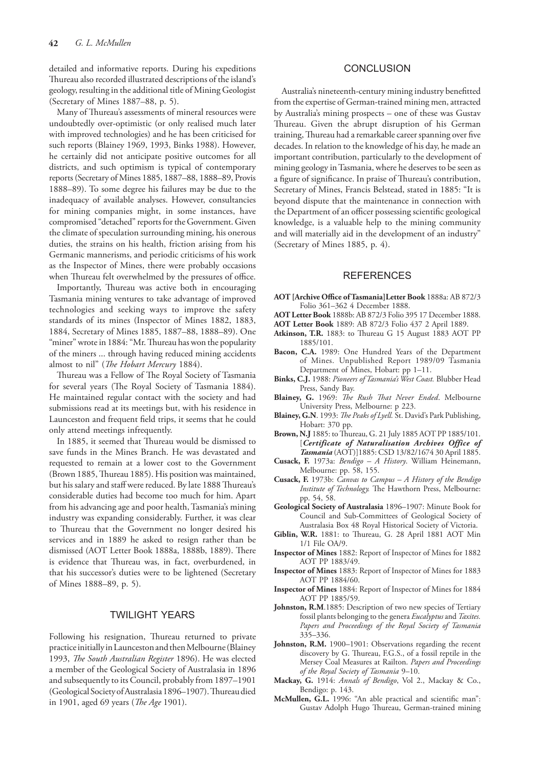detailed and informative reports. During his expeditions Thureau also recorded illustrated descriptions of the island's geology, resulting in the additional title of Mining Geologist (Secretary of Mines 1887–88, p. 5).

Many of Thureau's assessments of mineral resources were undoubtedly over-optimistic (or only realised much later with improved technologies) and he has been criticised for such reports (Blainey 1969, 1993, Binks 1988). However, he certainly did not anticipate positive outcomes for all districts, and such optimism is typical of contemporary reports (Secretary of Mines 1885, 1887–88, 1888–89, Provis 1888–89). To some degree his failures may be due to the inadequacy of available analyses. However, consultancies for mining companies might, in some instances, have compromised "detached" reports for the Government. Given the climate of speculation surrounding mining, his onerous duties, the strains on his health, friction arising from his Germanic mannerisms, and periodic criticisms of his work as the Inspector of Mines, there were probably occasions when Thureau felt overwhelmed by the pressures of office.

Importantly, Thureau was active both in encouraging Tasmania mining ventures to take advantage of improved technologies and seeking ways to improve the safety standards of its mines (Inspector of Mines 1882, 1883, 1884, Secretary of Mines 1885, 1887–88, 1888–89). One "miner" wrote in 1884: "Mr. Thureau has won the popularity of the miners ... through having reduced mining accidents almost to nil" (*The Hobart Mercury* 1884).

Thureau was a Fellow of The Royal Society of Tasmania for several years (The Royal Society of Tasmania 1884). He maintained regular contact with the society and had submissions read at its meetings but, with his residence in Launceston and frequent field trips, it seems that he could only attend meetings infrequently.

In 1885, it seemed that Thureau would be dismissed to save funds in the Mines Branch. He was devastated and requested to remain at a lower cost to the Government (Brown 1885, Thureau 1885). His position was maintained, but his salary and staff were reduced. By late 1888 Thureau's considerable duties had become too much for him. Apart from his advancing age and poor health, Tasmania's mining industry was expanding considerably. Further, it was clear to Thureau that the Government no longer desired his services and in 1889 he asked to resign rather than be dismissed (AOT Letter Book 1888a, 1888b, 1889). There is evidence that Thureau was, in fact, overburdened, in that his successor's duties were to be lightened (Secretary of Mines 1888–89, p. 5).

## TWILIGHT YEARS

Following his resignation, Thureau returned to private practice initially in Launceston and then Melbourne (Blainey 1993, *The South Australian Register* 1896). He was elected a member of the Geological Society of Australasia in 1896 and subsequently to its Council, probably from 1897–1901 (Geological Society of Australasia 1896–1907). Thureau died in 1901, aged 69 years (*The Age* 1901).

## CONCLUSION

Australia's nineteenth-century mining industry benefitted from the expertise of German-trained mining men, attracted by Australia's mining prospects – one of these was Gustav Thureau. Given the abrupt disruption of his German training, Thureau had a remarkable career spanning over five decades. In relation to the knowledge of his day, he made an important contribution, particularly to the development of mining geology in Tasmania, where he deserves to be seen as a figure of significance. In praise of Thureau's contribution, Secretary of Mines, Francis Belstead, stated in 1885: "It is beyond dispute that the maintenance in connection with the Department of an officer possessing scientific geological knowledge, is a valuable help to the mining community and will materially aid in the development of an industry" (Secretary of Mines 1885, p. 4).

## REFERENCES

**AOT [Archive Office of Tasmania]Letter Book** 1888a: AB 872/3 Folio 361–362 4 December 1888.

**AOT Letter Book** 1888b: AB 872/3 Folio 395 17 December 1888.

**AOT Letter Book** 1889: AB 872/3 Folio 437 2 April 1889.

**Atkinson, T.R.** 1883: to Thureau G 15 August 1883 AOT PP 1885/101.

**Bacon, C.A.** 1989: One Hundred Years of the Department of Mines. Unpublished Report 1989/09 Tasmania Department of Mines, Hobart: pp 1–11.

**Binks, C.J.** 1988: *Pioneers of Tasmania's West Coast.* Blubber Head Press, Sandy Bay.

**Blainey, G.** 1969: *The Rush That Never Ended*. Melbourne University Press, Melbourne: p 223.

**Blainey, G.N**. 1993: *The Peaks of Lyell.* St. David's Park Publishing, Hobart: 370 pp.

**Brown, N.J** 1885: to Thureau, G. 21 July 1885 AOT PP 1885/101. [***Certificate of Naturalisation Archives Office of Tasmania*** (AOT)]1885: CSD 13/82/1674 30 April 1885.

**Cusack, F.** 1973a: *Bendigo – A History*. William Heinemann, Melbourne: pp. 58, 155.

**Cusack, F.** 1973b: *Canvas to Campus – A History of the Bendigo Institute of Technology.* The Hawthorn Press, Melbourne: pp. 54, 58.

**Geological Society of Australasia** 1896–1907: Minute Book for Council and Sub-Committees of Geological Society of Australasia Box 48 Royal Historical Society of Victoria.

**Giblin, W.R.** 1881: to Thureau, G. 28 April 1881 AOT Min 1/1 File OA/9.

**Inspector of Mines** 1882: Report of Inspector of Mines for 1882 AOT PP 1883/49.

**Inspector of Mines** 1883: Report of Inspector of Mines for 1883 AOT PP 1884/60.

**Inspector of Mines** 1884: Report of Inspector of Mines for 1884 AOT PP 1885/59.

**Johnston, R.M**.1885: Description of two new species of Tertiary fossil plants belonging to the genera *Eucalyptus* and *Taxites. Papers and Proceedings of the Royal Society of Tasmania* 335–336.

**Johnston, R.M.** 1900–1901: Observations regarding the recent discovery by G. Thureau, F.G.S., of a fossil reptile in the Mersey Coal Measures at Railton. *Papers and Proceedings of the Royal Society of Tasmania* 9–10.

**Mackay, G.** 1914: *Annals of Bendigo*, Vol 2., Mackay & Co., Bendigo: p. 143.

**McMullen, G.L.** 1996: "An able practical and scientific man": Gustav Adolph Hugo Thureau, German-trained mining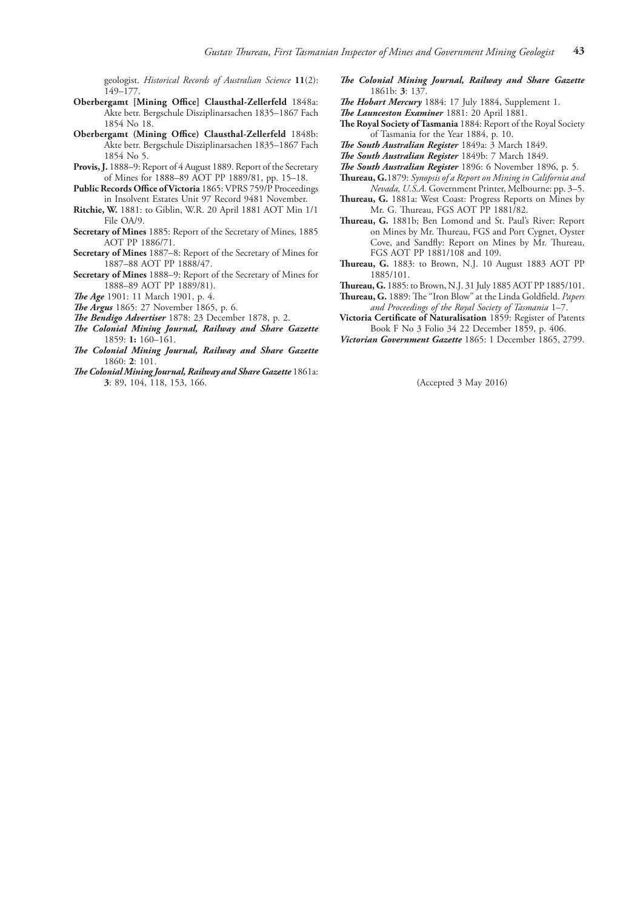geologist. *Historical Records of Australian Science* **11**(2): 149–177.

**Oberbergamt [Mining Office] Clausthal-Zellerfeld** 1848a: Akte betr. Bergschule Disziplinarsachen 1835–1867 Fach 1854 No 18.

**Oberbergamt (Mining Office) Clausthal-Zellerfeld** 1848b: Akte betr. Bergschule Disziplinarsachen 1835–1867 Fach 1854 No 5.

**Provis, J.** 1888–9: Report of 4 August 1889. Report of the Secretary of Mines for 1888–89 AOT PP 1889/81, pp. 15–18.

**Public Records Office of Victoria** 1865: VPRS 759/P Proceedings in Insolvent Estates Unit 97 Record 9481 November.

**Ritchie, W.** 1881: to Giblin, W.R. 20 April 1881 AOT Min 1/1 File OA/9.

**Secretary of Mines** 1885: Report of the Secretary of Mines, 1885 AOT PP 1886/71.

**Secretary of Mines** 1887–8: Report of the Secretary of Mines for 1887–88 AOT PP 1888/47.

**Secretary of Mines** 1888–9: Report of the Secretary of Mines for 1888–89 AOT PP 1889/81).

***The Age*** 1901: 11 March 1901, p. 4.

***The Argus*** 1865: 27 November 1865, p. 6.

***The Bendigo Advertiser*** 1878: 23 December 1878, p. 2.

***The Colonial Mining Journal, Railway and Share Gazette*** 1859: **1:** 160–161.

***The Colonial Mining Journal, Railway and Share Gazette*** 1860: **2**: 101.

***The Colonial Mining Journal, Railway and Share Gazette*** 1861a: **3**: 89, 104, 118, 153, 166.

***The Colonial Mining Journal, Railway and Share Gazette*** 1861b: **3**: 137.

***The Hobart Mercury*** 1884: 17 July 1884, Supplement 1.

***The Launceston Examiner*** 1881: 20 April 1881.

**The Royal Society of Tasmania** 1884: Report of the Royal Society of Tasmania for the Year 1884, p. 10.

***The South Australian Register*** 1849a: 3 March 1849.

***The South Australian Register*** 1849b: 7 March 1849.

***The South Australian Register*** 1896: 6 November 1896, p. 5.

**Thureau, G.** 1879: *Synopsis of a Report on Mining in California and Nevada, U.S.A.* Government Printer, Melbourne: pp. 3–5.

**Thureau, G.** 1881a: West Coast: Progress Reports on Mines by Mr. G. Thureau, FGS AOT PP 1881/82.

**Thureau, G.** 1881b; Ben Lomond and St. Paul's River: Report on Mines by Mr. Thureau, FGS and Port Cygnet, Oyster Cove, and Sandfly: Report on Mines by Mr. Thureau, FGS AOT PP 1881/108 and 109.

**Thureau, G.** 1883: to Brown, N.J. 10 August 1883 AOT PP 1885/101.

**Thureau, G.** 1885: to Brown, N.J. 31 July 1885 AOT PP 1885/101.

**Thureau, G.** 1889: The "Iron Blow" at the Linda Goldfield. *Papers and Proceedings of the Royal Society of Tasmania* 1–7.

**Victoria Certificate of Naturalisation** 1859: Register of Patents Book F No 3 Folio 34 22 December 1859, p. 406.

***Victorian Government Gazette*** 1865: 1 December 1865, 2799.

(Accepted 3 May 2016)